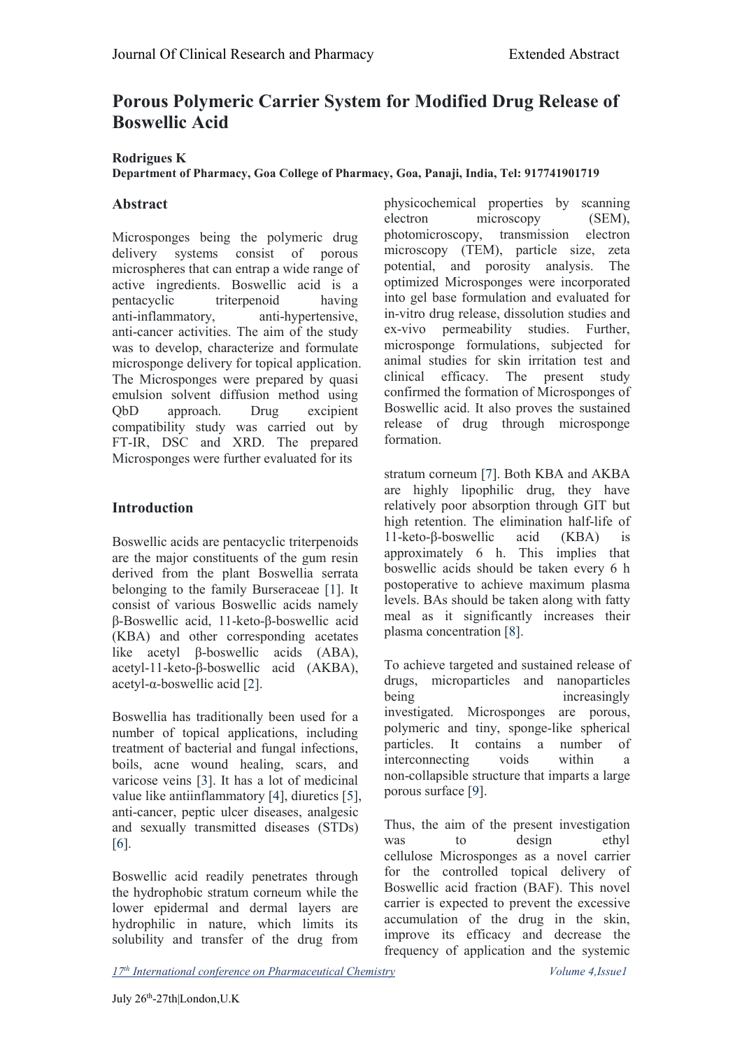# Porous Polymeric Carrier System for Modified Drug Release of Boswellic Acid

**Rodrigues K**

**Department of Pharmacy, Goa College of Pharmacy, Goa, Panaji, India, Tel: 917741901719**

## Abstract

Microsponges being the polymeric drug delivery systems consist of porous microspheres that can entrap a wide range of active ingredients. Boswellic acid is a pentacyclic triterpenoid having anti-inflammatory, anti-hypertensive, anti-cancer activities. The aim of the study was to develop, characterize and formulate microsponge delivery for topical application. The Microsponges were prepared by quasi emulsion solvent diffusion method using QbD approach. Drug excipient compatibility study was carried out by FT-IR, DSC and XRD. The prepared Microsponges were further evaluated for its physicochemical properties by scanning electron microscopy (SEM), photomicroscopy, transmission electron microscopy (TEM), particle size, zeta potential, and porosity analysis. The optimized Microsponges were incorporated into gel base formulation and evaluated for in-vitro drug release, dissolution studies and ex-vivo permeability studies. Further, microsponge formulations, subjected for animal studies for skin irritation test and clinical efficacy. The present study confirmed the formation of Microsponges of Boswellic acid. It also proves the sustained release of drug through microsponge formation.

## Introduction

Boswellic acids are pentacyclic triterpenoids are the major constituents of the gum resin derived from the plant Boswellia serrata belonging to the family Burseraceae [1]. It consist of various Boswellic acids namely β-Boswellic acid, 11-keto-β-boswellic acid (KBA) and other corresponding acetates like acetyl β-boswellic acids (ABA), acetyl-11-keto-β-boswellic acid (AKBA), acetyl-α-boswellic acid [2].

Boswellia has traditionally been used for a number of topical applications, including treatment of bacterial and fungal infections, boils, acne wound healing, scars, and varicose veins [3]. It has a lot of medicinal value like antiinflammatory [4], diuretics [5], anti-cancer, peptic ulcer diseases, analgesic and sexually transmitted diseases (STDs) [6].

Boswellic acid readily penetrates through the hydrophobic stratum corneum while the lower epidermal and dermal layers are hydrophilic in nature, which limits its solubility and transfer of the drug from stratum corneum [7]. Both KBA and AKBA are highly lipophilic drug, they have relatively poor absorption through GIT but high retention. The elimination half-life of 11-keto-β-boswellic acid (KBA) is approximately 6 h. This implies that boswellic acids should be taken every 6 h postoperative to achieve maximum plasma levels. BAs should be taken along with fatty meal as it significantly increases their plasma concentration [8].

To achieve targeted and sustained release of drugs, microparticles and nanoparticles being increasingly investigated. Microsponges are porous, polymeric and tiny, sponge-like spherical particles. It contains a number of interconnecting voids within a non-collapsible structure that imparts a large porous surface [9].

Thus, the aim of the present investigation was to design ethyl cellulose Microsponges as a novel carrier for the controlled topical delivery of Boswellic acid fraction (BAF). This novel carrier is expected to prevent the excessive accumulation of the drug in the skin, improve its efficacy and decrease the frequency of application and the systemic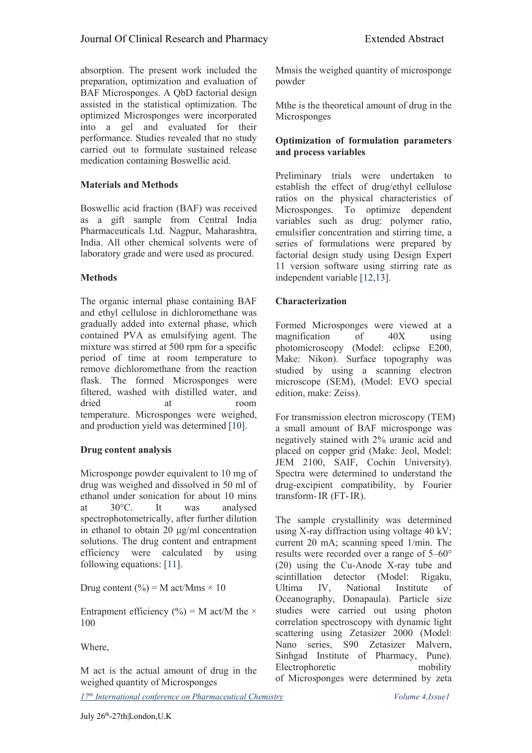absorption. The present work included the preparation, optimization and evaluation of BAF Microsponges. A QbD factorial design assisted in the statistical optimization. The optimized Microsponges were incorporated into a gel and evaluated for their performance. Studies revealed that no study carried out to formulate sustained release medication containing Boswellic acid.

## Materials and Methods

Boswellic acid fraction (BAF) was received as a gift sample from Central India Pharmaceuticals Ltd. Nagpur, Maharashtra, India. All other chemical solvents were of laboratory grade and were used as procured.

## Methods

The organic internal phase containing BAF and ethyl cellulose in dichloromethane was gradually added into external phase, which contained PVA as emulsifying agent. The mixture was stirred at 500 rpm for a specific period of time at room temperature to remove dichloromethane from the reaction flask. The formed Microsponges were filtered, washed with distilled water, and dried at room temperature. Microsponges were weighed, and production yield was determined [10].

## Drug content analysis

Microsponge powder equivalent to 10 mg of drug was weighed and dissolved in 50 ml of ethanol under sonication for about 10 mins at 30°C. It was analysed spectrophotometrically, after further dilution in ethanol to obtain 20 μg/ml concentration solutions. The drug content and entrapment efficiency were calculated by using following equations: [11].

Drug content (%) = $M_{act}/M_{ms} \times 10$

Entrapment efficiency (%) = $M_{act}/M_{the} \times 100$

Where,

$M_{act}$ is the actual amount of drug in the weighed quantity of Microsponges

$M_{ms}$ is the weighed quantity of microsponge powder

$M_{the}$ is the theoretical amount of drug in the Microsponges

## Optimization of formulation parameters and process variables

Preliminary trials were undertaken to establish the effect of drug/ethyl cellulose ratios on the physical characteristics of Microsponges. To optimize dependent variables such as drug: polymer ratio, emulsifier concentration and stirring time, a series of formulations were prepared by factorial design study using Design Expert 11 version software using stirring rate as independent variable [12,13].

## Characterization

Formed Microsponges were viewed at a magnification of 40X using photomicroscopy (Model: eclipse E200, Make: Nikon). Surface topography was studied by using a scanning electron microscope (SEM), (Model: EVO special edition, make: Zeiss).

For transmission electron microscopy (TEM) a small amount of BAF microsponge was negatively stained with 2% uranic acid and placed on copper grid (Make: Jeol, Model: JEM 2100, SAIF, Cochin University). Spectra were determined to understand the drug-excipient compatibility, by Fourier transform- IR (FT- IR).

The sample crystallinity was determined using X-ray diffraction using voltage 40 kV; current 20 mA; scanning speed 1/min. The results were recorded over a range of 5–60° (2θ) using the Cu-Anode X-ray tube and scintillation detector (Model: Rigaku, Ultima IV, National Institute of Oceanography, Donapaula). Particle size studies were carried out using photon correlation spectroscopy with dynamic light scattering using Zetasizer 2000 (Model: Nano series, S90 Zetasizer Malvern, Sinhgad Institute of Pharmacy, Pune). Electrophoretic mobility of Microsponges were determined by zeta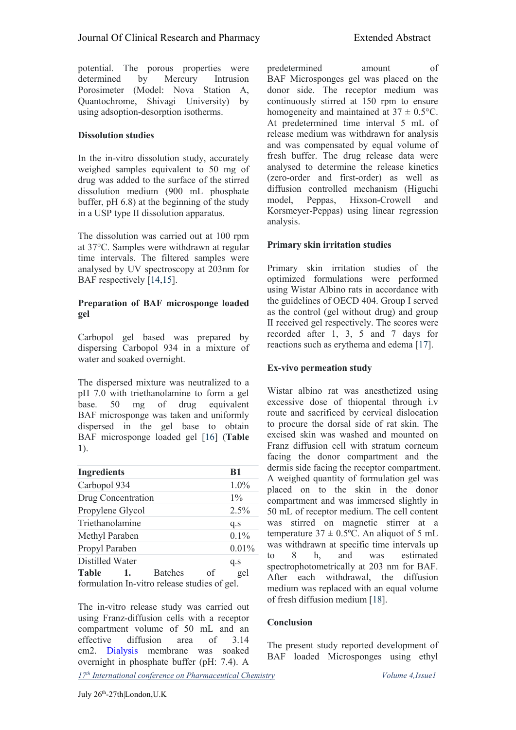potential. The porous properties were determined by Mercury Intrusion Porosimeter (Model: Nova Station A, Quantochrome, Shivagi University) by using adsoption-desorption isotherms.

**Dissolution studies**

In the in-vitro dissolution study, accurately weighed samples equivalent to 50 mg of drug was added to the surface of the stirred dissolution medium (900 mL phosphate buffer, pH 6.8) at the beginning of the study in a USP type II dissolution apparatus.

The dissolution was carried out at 100 rpm at 37°C. Samples were withdrawn at regular time intervals. The filtered samples were analysed by UV spectroscopy at 203nm for BAF respectively [14,15].

**Preparation of BAF microsponge loaded gel**

Carbopol gel based was prepared by dispersing Carbopol 934 in a mixture of water and soaked overnight.

The dispersed mixture was neutralized to a pH 7.0 with triethanolamine to form a gel base. 50 mg of drug equivalent BAF microsponge was taken and uniformly dispersed in the gel base to obtain BAF microsponge loaded gel [16] (**Table 1**).

| Ingredients | B1 |
|---|---|
| Carbopol 934 | 1.0% |
| Drug Concentration | 1% |
| Propylene Glycol | 2.5% |
| Triethanolamine | q.s |
| Methyl Paraben | 0.1% |
| Propyl Paraben | 0.01% |
| Distilled Water | q.s |

**Table 1.** Batches of gel formulation In-vitro release studies of gel.

The in-vitro release study was carried out using Franz-diffusion cells with a receptor compartment volume of 50 mL and an effective diffusion area of 3.14 cm2. Dialysis membrane was soaked overnight in phosphate buffer (pH: 7.4). A predetermined amount of BAF Microsponges gel was placed on the donor side. The receptor medium was continuously stirred at 150 rpm to ensure homogeneity and maintained at 37 ± 0.5°C. At predetermined time interval 5 mL of release medium was withdrawn for analysis and was compensated by equal volume of fresh buffer. The drug release data were analysed to determine the release kinetics (zero-order and first-order) as well as diffusion controlled mechanism (Higuchi model, Peppas, Hixson-Crowell and Korsmeyer-Peppas) using linear regression analysis.

**Primary skin irritation studies**

Primary skin irritation studies of the optimized formulations were performed using Wistar Albino rats in accordance with the guidelines of OECD 404. Group I served as the control (gel without drug) and group II received gel respectively. The scores were recorded after 1, 3, 5 and 7 days for reactions such as erythema and edema [17].

**Ex-vivo permeation study**

Wistar albino rat was anesthetized using excessive dose of thiopental through i.v route and sacrificed by cervical dislocation to procure the dorsal side of rat skin. The excised skin was washed and mounted on Franz diffusion cell with stratum corneum facing the donor compartment and the dermis side facing the receptor compartment. A weighed quantity of formulation gel was placed on to the skin in the donor compartment and was immersed slightly in 50 mL of receptor medium. The cell content was stirred on magnetic stirrer at a temperature 37 ± 0.5ºC. An aliquot of 5 mL was withdrawn at specific time intervals up to 8 h, and was estimated spectrophotometrically at 203 nm for BAF. After each withdrawal, the diffusion medium was replaced with an equal volume of fresh diffusion medium [18].

**Conclusion**

The present study reported development of BAF loaded Microsponges using ethyl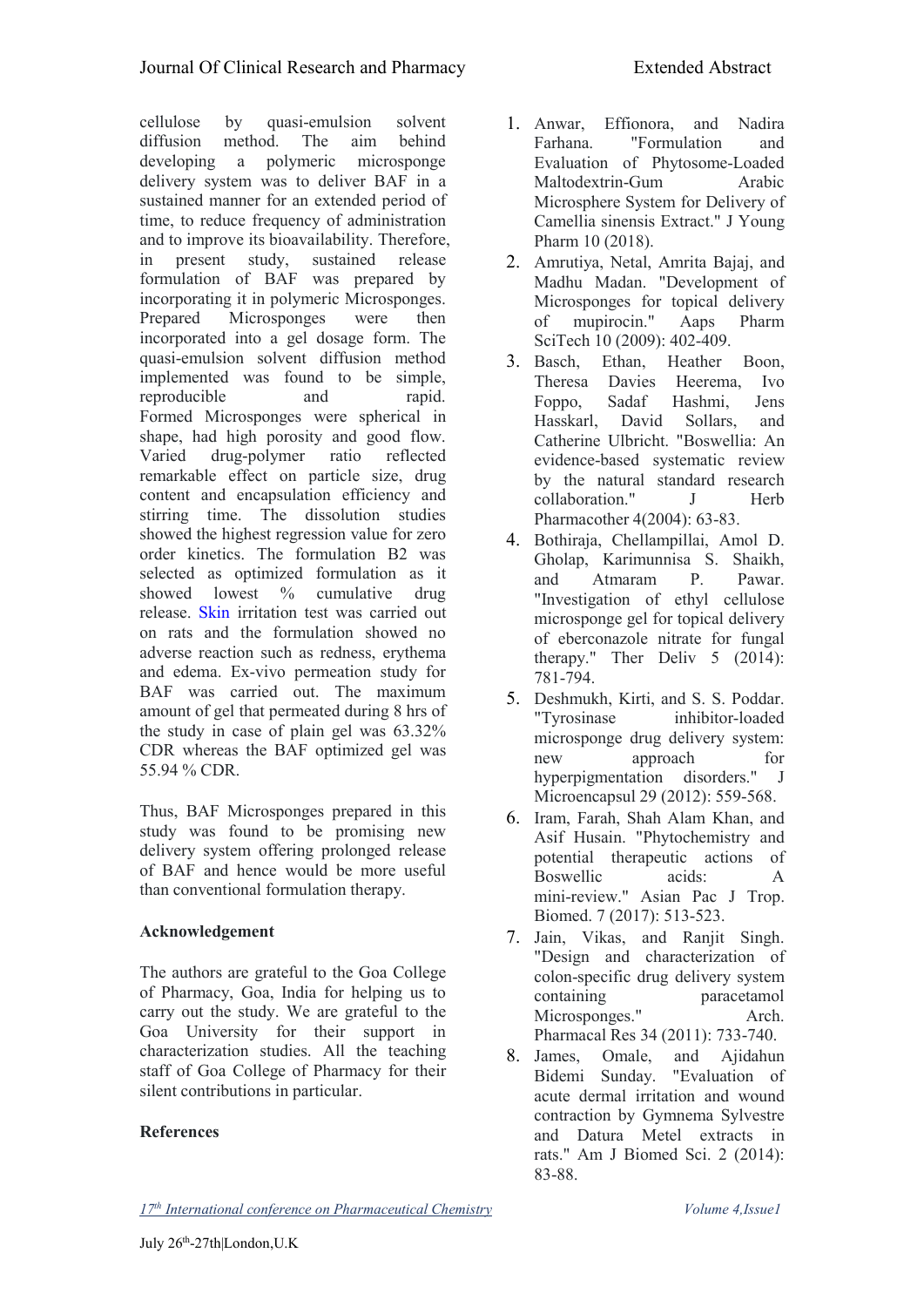cellulose by quasi-emulsion solvent diffusion method. The aim behind developing a polymeric microsponge delivery system was to deliver BAF in a sustained manner for an extended period of time, to reduce frequency of administration and to improve its bioavailability. Therefore, in present study, sustained release formulation of BAF was prepared by incorporating it in polymeric Microsponges. Prepared Microsponges were then incorporated into a gel dosage form. The quasi-emulsion solvent diffusion method implemented was found to be simple, reproducible and rapid. Formed Microsponges were spherical in shape, had high porosity and good flow. Varied drug-polymer ratio reflected remarkable effect on particle size, drug content and encapsulation efficiency and stirring time. The dissolution studies showed the highest regression value for zero order kinetics. The formulation B2 was selected as optimized formulation as it showed lowest % cumulative drug release. Skin irritation test was carried out on rats and the formulation showed no adverse reaction such as redness, erythema and edema. Ex-vivo permeation study for BAF was carried out. The maximum amount of gel that permeated during 8 hrs of the study in case of plain gel was 63.32% CDR whereas the BAF optimized gel was 55.94 % CDR.

Thus, BAF Microsponges prepared in this study was found to be promising new delivery system offering prolonged release of BAF and hence would be more useful than conventional formulation therapy.

## Acknowledgement

The authors are grateful to the Goa College of Pharmacy, Goa, India for helping us to carry out the study. We are grateful to the Goa University for their support in characterization studies. All the teaching staff of Goa College of Pharmacy for their silent contributions in particular.

## References

1. Anwar, Effionora, and Nadira Farhana. "Formulation and Evaluation of Phytosome-Loaded Maltodextrin-Gum Arabic Microsphere System for Delivery of Camellia sinensis Extract." J Young Pharm 10 (2018).
2. Amrutiya, Netal, Amrita Bajaj, and Madhu Madan. "Development of Microsponges for topical delivery of mupirocin." Aaps Pharm SciTech 10 (2009): 402-409.
3. Basch, Ethan, Heather Boon, Theresa Davies Heerema, Ivo Foppo, Sadaf Hashmi, Jens Hasskarl, David Sollars, and Catherine Ulbricht. "Boswellia: An evidence-based systematic review by the natural standard research collaboration." J Herb Pharmacother 4(2004): 63-83.
4. Bothiraja, Chellampillai, Amol D. Gholap, Karimunnisa S. Shaikh, and Atmaram P. Pawar. "Investigation of ethyl cellulose microsponge gel for topical delivery of eberconazole nitrate for fungal therapy." Ther Deliv 5 (2014): 781-794.
5. Deshmukh, Kirti, and S. S. Poddar. "Tyrosinase inhibitor-loaded microsponge drug delivery system: new approach for hyperpigmentation disorders." J Microencapsul 29 (2012): 559-568.
6. Iram, Farah, Shah Alam Khan, and Asif Husain. "Phytochemistry and potential therapeutic actions of Boswellic acids: A mini-review." Asian Pac J Trop. Biomed. 7 (2017): 513-523.
7. Jain, Vikas, and Ranjit Singh. "Design and characterization of colon-specific drug delivery system containing paracetamol Microsponges." Arch. Pharmacal Res 34 (2011): 733-740.
8. James, Omale, and Ajidahun Bidemi Sunday. "Evaluation of acute dermal irritation and wound contraction by Gymnema Sylvestre and Datura Metel extracts in rats." Am J Biomed Sci. 2 (2014): 83-88.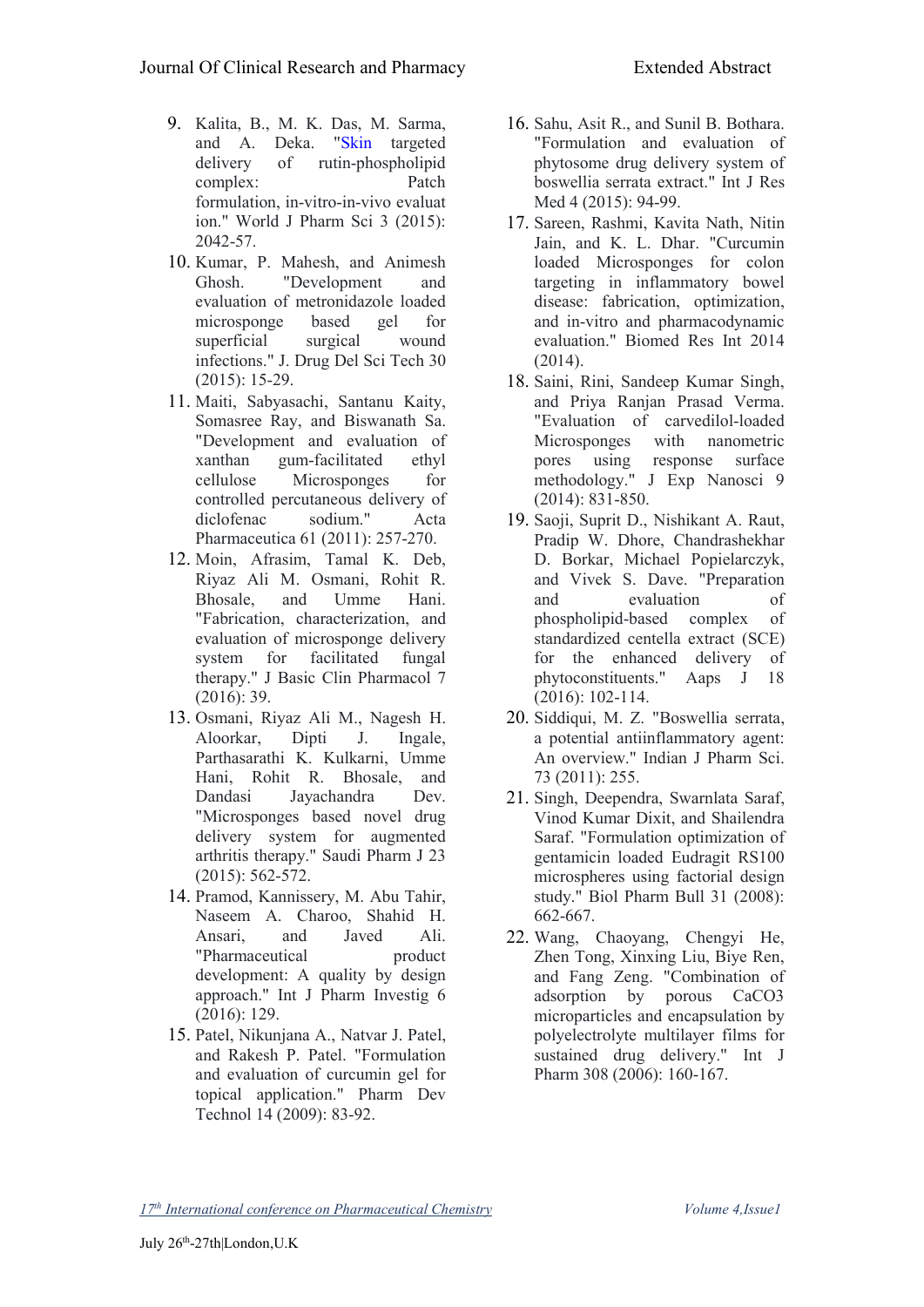9. Kalita, B., M. K. Das, M. Sarma, and A. Deka. "Skin targeted delivery of rutin-phospholipid complex: Patch formulation, in-vitro-in-vivo evaluat ion." World J Pharm Sci 3 (2015): 2042-57.
10. Kumar, P. Mahesh, and Animesh Ghosh. "Development and evaluation of metronidazole loaded microsponge based gel for superficial surgical wound infections." J. Drug Del Sci Tech 30 (2015): 15-29.
11. Maiti, Sabyasachi, Santanu Kaity, Somasree Ray, and Biswanath Sa. "Development and evaluation of xanthan gum-facilitated ethyl cellulose Microsponges for controlled percutaneous delivery of diclofenac sodium." Acta Pharmaceutica 61 (2011): 257-270.
12. Moin, Afrasim, Tamal K. Deb, Riyaz Ali M. Osmani, Rohit R. Bhosale, and Umme Hani. "Fabrication, characterization, and evaluation of microsponge delivery system for facilitated fungal therapy." J Basic Clin Pharmacol 7 (2016): 39.
13. Osmani, Riyaz Ali M., Nagesh H. Aloorkar, Dipti J. Ingale, Parthasarathi K. Kulkarni, Umme Hani, Rohit R. Bhosale, and Dandasi Jayachandra Dev. "Microsponges based novel drug delivery system for augmented arthritis therapy." Saudi Pharm J 23 (2015): 562-572.
14. Pramod, Kannissery, M. Abu Tahir, Naseem A. Charoo, Shahid H. Ansari, and Javed Ali. "Pharmaceutical product development: A quality by design approach." Int J Pharm Investig 6 (2016): 129.
15. Patel, Nikunjana A., Natvar J. Patel, and Rakesh P. Patel. "Formulation and evaluation of curcumin gel for topical application." Pharm Dev Technol 14 (2009): 83-92.
16. Sahu, Asit R., and Sunil B. Bothara. "Formulation and evaluation of phytosome drug delivery system of boswellia serrata extract." Int J Res Med 4 (2015): 94-99.
17. Sareen, Rashmi, Kavita Nath, Nitin Jain, and K. L. Dhar. "Curcumin loaded Microsponges for colon targeting in inflammatory bowel disease: fabrication, optimization, and in-vitro and pharmacodynamic evaluation." Biomed Res Int 2014 (2014).
18. Saini, Rini, Sandeep Kumar Singh, and Priya Ranjan Prasad Verma. "Evaluation of carvedilol-loaded Microsponges with nanometric pores using response surface methodology." J Exp Nanosci 9 (2014): 831-850.
19. Saoji, Suprit D., Nishikant A. Raut, Pradip W. Dhore, Chandrashekhar D. Borkar, Michael Popielarczyk, and Vivek S. Dave. "Preparation and evaluation of phospholipid-based complex of standardized centella extract (SCE) for the enhanced delivery of phytoconstituents." Aaps J 18 (2016): 102-114.
20. Siddiqui, M. Z. "Boswellia serrata, a potential antiinflammatory agent: An overview." Indian J Pharm Sci. 73 (2011): 255.
21. Singh, Deependra, Swarnlata Saraf, Vinod Kumar Dixit, and Shailendra Saraf. "Formulation optimization of gentamicin loaded Eudragit RS100 microspheres using factorial design study." Biol Pharm Bull 31 (2008): 662-667.
22. Wang, Chaoyang, Chengyi He, Zhen Tong, Xinxing Liu, Biye Ren, and Fang Zeng. "Combination of adsorption by porous $CaCO_3$ microparticles and encapsulation by polyelectrolyte multilayer films for sustained drug delivery." Int J Pharm 308 (2006): 160-167.